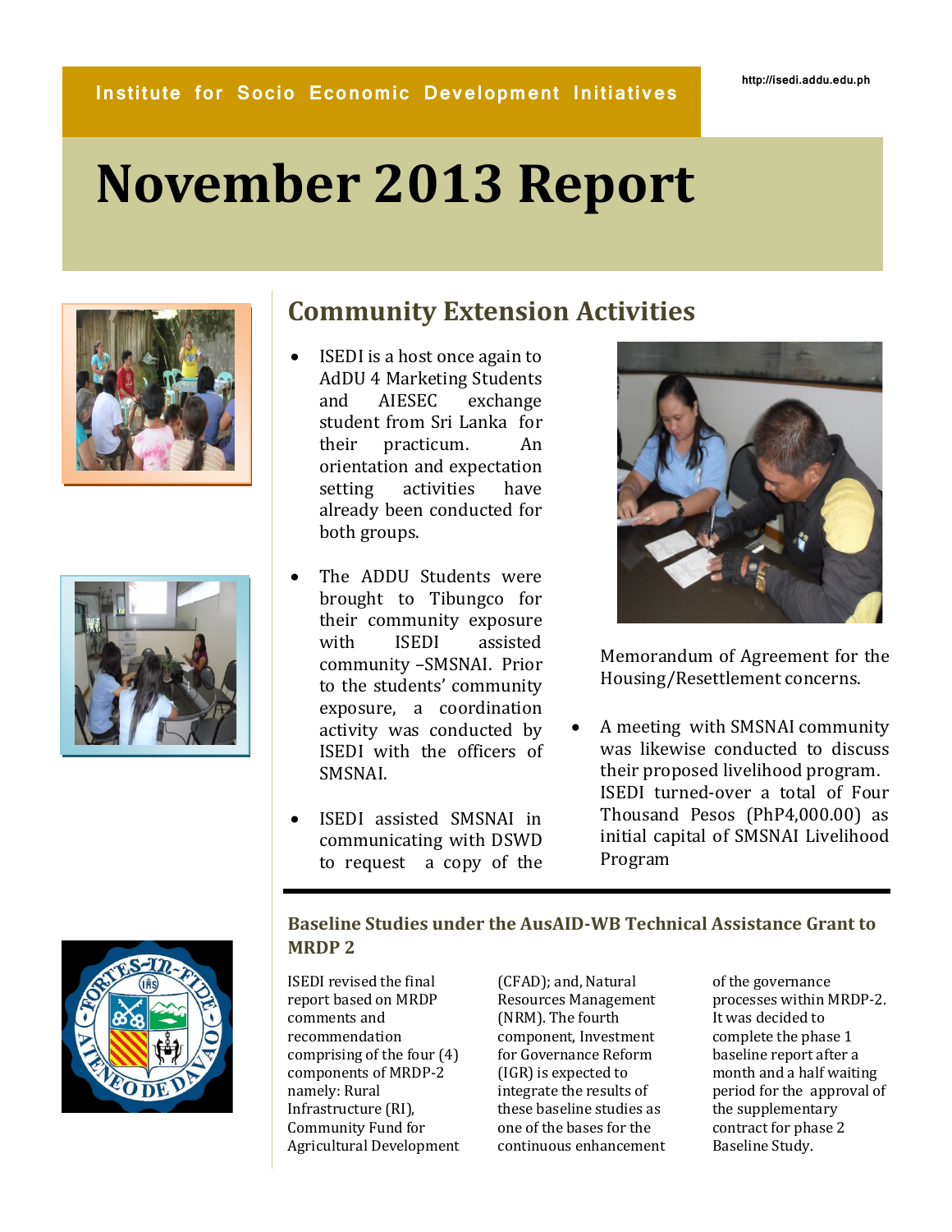Institute for Socio Economic Development Initiatives

http://isedi.addu.edu.ph

# November 2013 Report

## Community Extension Activities

- ISEDI is a host once again to AdDU 4 Marketing Students and AIESEC exchange student from Sri Lanka for their practicum. An orientation and expectation setting activities have already been conducted for both groups.
- The ADDU Students were brought to Tibungco for their community exposure with ISEDI assisted community –SMSNAI. Prior to the students' community exposure, a coordination activity was conducted by ISEDI with the officers of SMSNAI.
- ISEDI assisted SMSNAI in communicating with DSWD to request a copy of the Memorandum of Agreement for the Housing/Resettlement concerns.
- A meeting with SMSNAI community was likewise conducted to discuss their proposed livelihood program. ISEDI turned-over a total of Four Thousand Pesos (PhP4,000.00) as initial capital of SMSNAI Livelihood Program

### Baseline Studies under the AusAID-WB Technical Assistance Grant to MRDP 2

ISEDI revised the final report based on MRDP comments and recommendation comprising of the four (4) components of MRDP-2 namely: Rural Infrastructure (RI), Community Fund for Agricultural Development (CFAD); and, Natural Resources Management (NRM). The fourth component, Investment for Governance Reform (IGR) is expected to integrate the results of these baseline studies as one of the bases for the continuous enhancement of the governance processes within MRDP-2. It was decided to complete the phase 1 baseline report after a month and a half waiting period for the approval of the supplementary contract for phase 2 Baseline Study.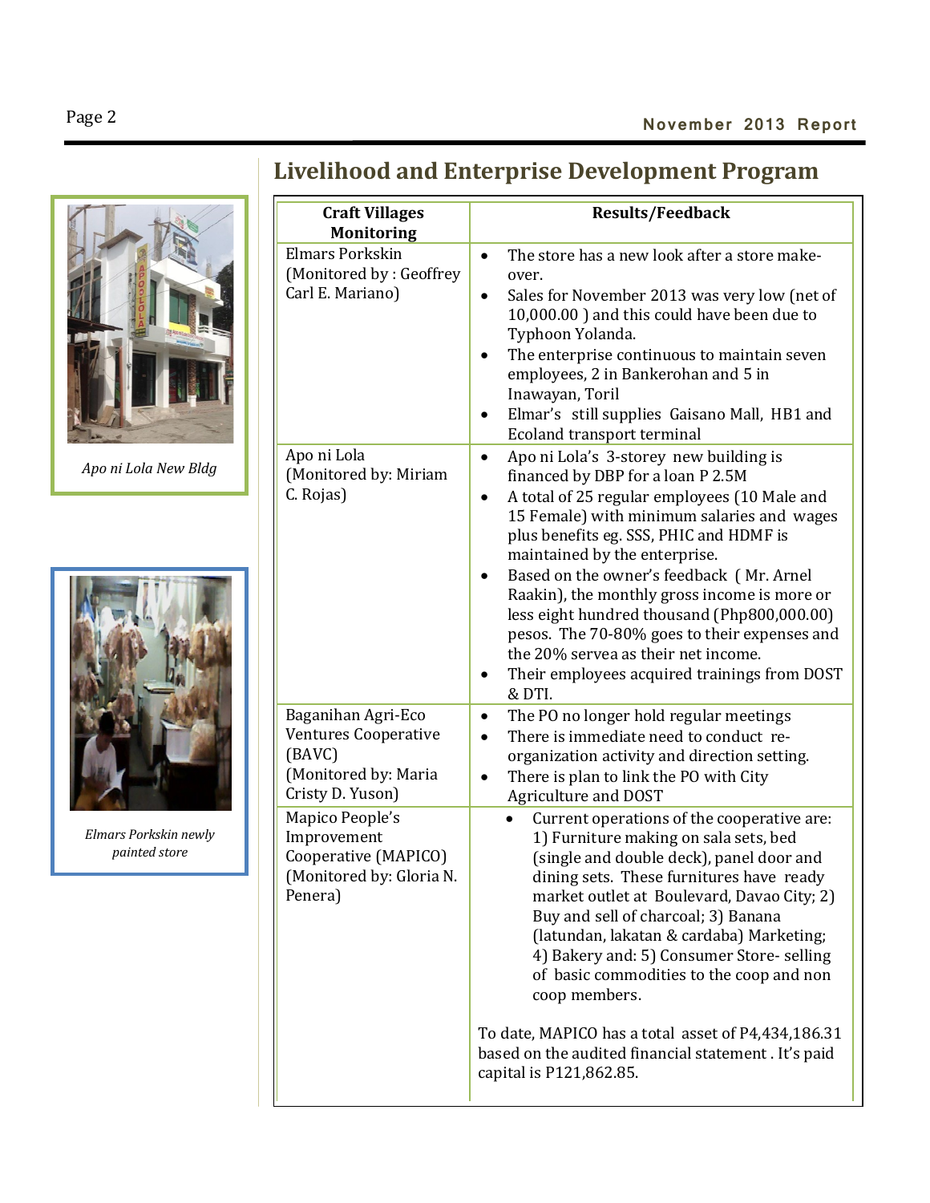# Livelihood and Enterprise Development Program

*Apo ni Lola New Bldg*

*Elmars Porkskin newly painted store*

| Craft Villages Monitoring | Results/Feedback |
|---|---|
| Elmars Porkskin (Monitored by : Geoffrey Carl E. Mariano) | • The store has a new look after a store make-over.<br>• Sales for November 2013 was very low (net of 10,000.00 ) and this could have been due to Typhoon Yolanda.<br>• The enterprise continuous to maintain seven employees, 2 in Bankerohan and 5 in Inawayan, Toril<br>• Elmar's still supplies Gaisano Mall, HB1 and Ecoland transport terminal |
| Apo ni Lola (Monitored by: Miriam C. Rojas) | • Apo ni Lola's 3-storey new building is financed by DBP for a loan P 2.5M<br>• A total of 25 regular employees (10 Male and 15 Female) with minimum salaries and wages plus benefits eg. SSS, PHIC and HDMF is maintained by the enterprise.<br>• Based on the owner's feedback ( Mr. Arnel Raakin), the monthly gross income is more or less eight hundred thousand (Php800,000.00) pesos. The 70-80% goes to their expenses and the 20% servea as their net income.<br>• Their employees acquired trainings from DOST & DTI. |
| Baganihan Agri-Eco Ventures Cooperative (BAVC) (Monitored by: Maria Cristy D. Yuson) | • The PO no longer hold regular meetings<br>• There is immediate need to conduct re-organization activity and direction setting.<br>• There is plan to link the PO with City Agriculture and DOST |
| Mapico People's Improvement Cooperative (MAPICO) (Monitored by: Gloria N. Penera) | • Current operations of the cooperative are: 1) Furniture making on sala sets, bed (single and double deck), panel door and dining sets. These furnitures have ready market outlet at Boulevard, Davao City; 2) Buy and sell of charcoal; 3) Banana (latundan, lakatan & cardaba) Marketing; 4) Bakery and: 5) Consumer Store- selling of basic commodities to the coop and non coop members.<br><br>To date, MAPICO has a total asset of P4,434,186.31 based on the audited financial statement . It's paid capital is P121,862.85. |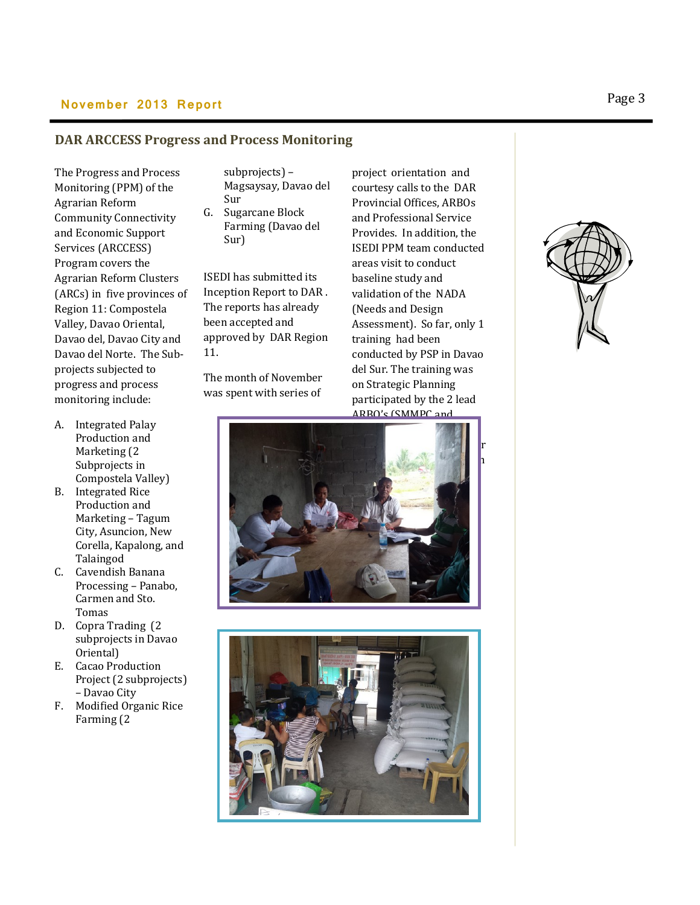## DAR ARCCESS Progress and Process Monitoring

The Progress and Process Monitoring (PPM) of the Agrarian Reform Community Connectivity and Economic Support Services (ARCCESS) Program covers the Agrarian Reform Clusters (ARCs) in five provinces of Region 11: Compostela Valley, Davao Oriental, Davao del, Davao City and Davao del Norte. The Sub-projects subjected to progress and process monitoring include:

A. Integrated Palay Production and Marketing (2 Subprojects in Compostela Valley)
B. Integrated Rice Production and Marketing – Tagum City, Asuncion, New Corella, Kapalong, and Talaingod
C. Cavendish Banana Processing – Panabo, Carmen and Sto. Tomas
D. Copra Trading (2 subprojects in Davao Oriental)
E. Cacao Production Project (2 subprojects) – Davao City
F. Modified Organic Rice Farming (2 subprojects) – Magsaysay, Davao del Sur
G. Sugarcane Block Farming (Davao del Sur)

ISEDI has submitted its Inception Report to DAR . The reports has already been accepted and approved by DAR Region 11.

The month of November was spent with series of project orientation and courtesy calls to the DAR Provincial Offices, ARBOs and Professional Service Provides. In addition, the ISEDI PPM team conducted areas visit to conduct baseline study and validation of the NADA (Needs and Design Assessment). So far, only 1 training had been conducted by PSP in Davao del Sur. The training was on Strategic Planning participated by the 2 lead ARBO's (SMMPC and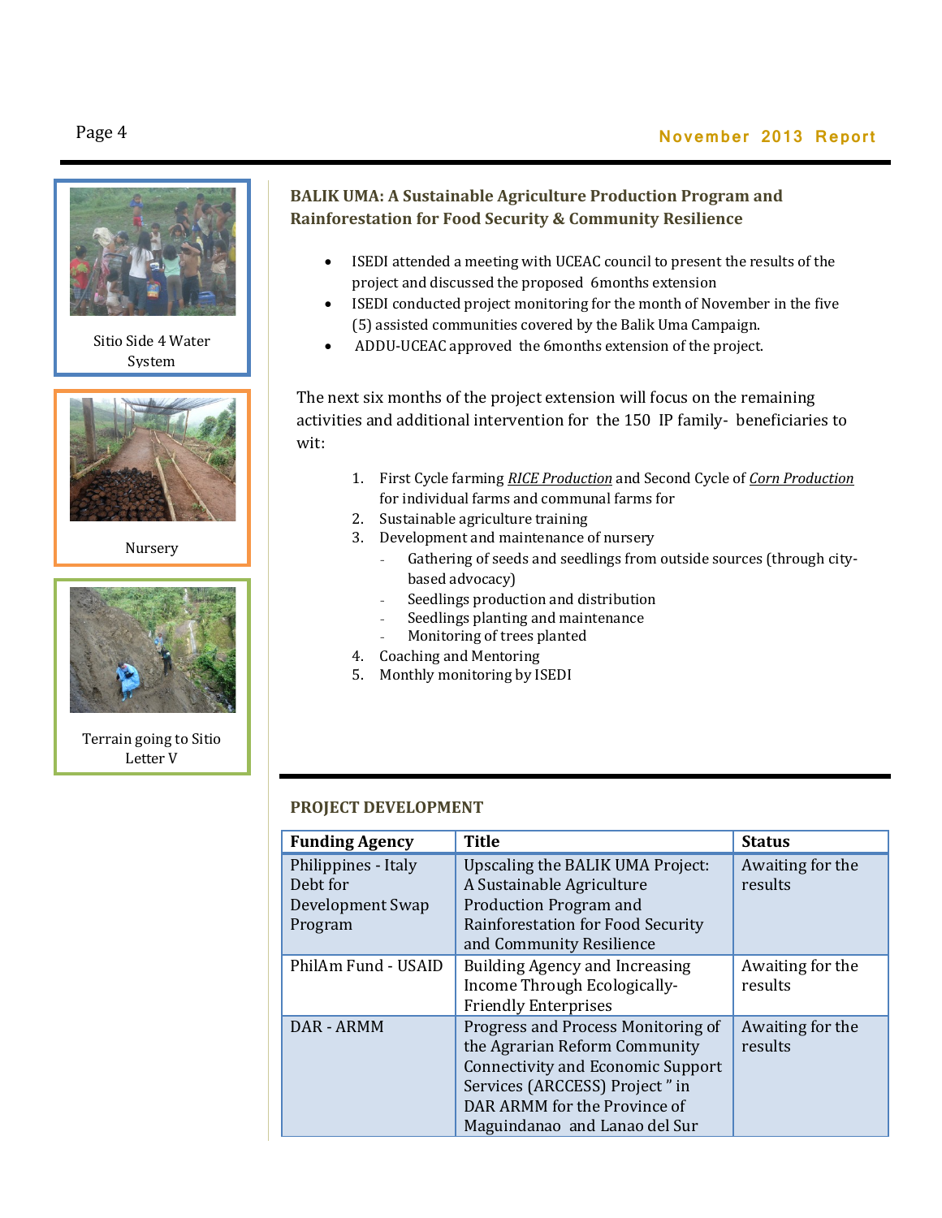Sitio Side 4 Water System

Nursery

Terrain going to Sitio Letter V

## BALIK UMA: A Sustainable Agriculture Production Program and Rainforestation for Food Security & Community Resilience

- ISEDI attended a meeting with UCEAC council to present the results of the project and discussed the proposed 6months extension
- ISEDI conducted project monitoring for the month of November in the five (5) assisted communities covered by the Balik Uma Campaign.
- ADDU-UCEAC approved the 6months extension of the project.

The next six months of the project extension will focus on the remaining activities and additional intervention for the 150 IP family- beneficiaries to wit:

1. First Cycle farming *RICE Production* and Second Cycle of *Corn Production* for individual farms and communal farms for
2. Sustainable agriculture training
3. Development and maintenance of nursery
   - Gathering of seeds and seedlings from outside sources (through city-based advocacy)
   - Seedlings production and distribution
   - Seedlings planting and maintenance
   - Monitoring of trees planted
4. Coaching and Mentoring
5. Monthly monitoring by ISEDI

## PROJECT DEVELOPMENT

| Funding Agency | Title | Status |
|---|---|---|
| Philippines - Italy Debt for Development Swap Program | Upscaling the BALIK UMA Project: A Sustainable Agriculture Production Program and Rainforestation for Food Security and Community Resilience | Awaiting for the results |
| PhilAm Fund - USAID | Building Agency and Increasing Income Through Ecologically-Friendly Enterprises | Awaiting for the results |
| DAR - ARMM | Progress and Process Monitoring of the Agrarian Reform Community Connectivity and Economic Support Services (ARCCESS) Project " in DAR ARMM for the Province of Maguindanao and Lanao del Sur | Awaiting for the results |